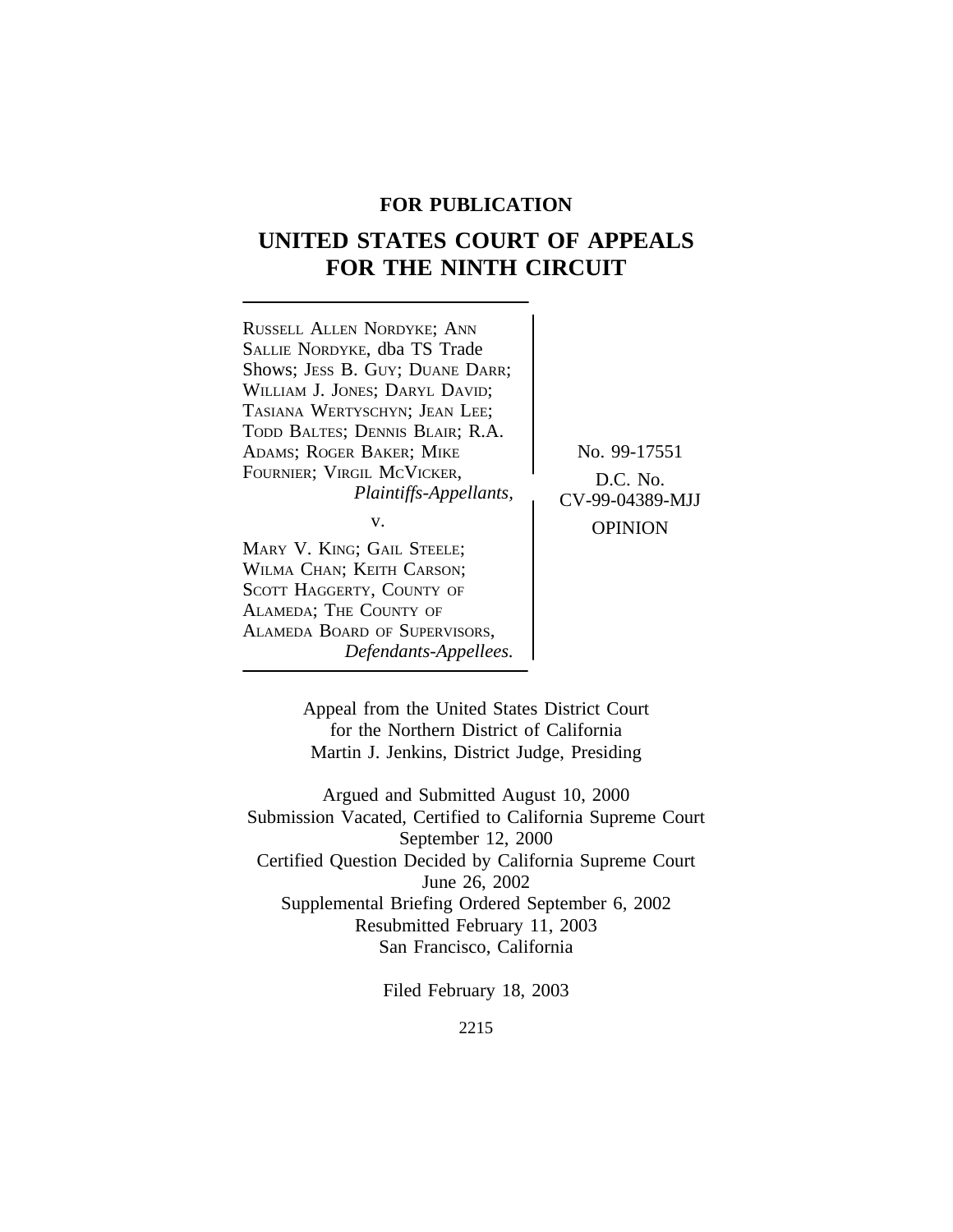**FOR PUBLICATION**

# UNITED STATES COURT OF APPEALS FOR THE NINTH CIRCUIT

RUSSELL ALLEN NORDYKE; ANN SALLIE NORDYKE, dba TS Trade Shows; JESS B. GUY; DUANE DARR; WILLIAM J. JONES; DARYL DAVID; TASIANA WERTYSCHYN; JEAN LEE; TODD BALTES; DENNIS BLAIR; R.A. ADAMS; ROGER BAKER; MIKE FOURNIER; VIRGIL MCVICKER,
*Plaintiffs-Appellants,*

v.

MARY V. KING; GAIL STEELE; WILMA CHAN; KEITH CARSON; SCOTT HAGGERTY, COUNTY OF ALAMEDA; THE COUNTY OF ALAMEDA BOARD OF SUPERVISORS,
*Defendants-Appellees.*

No. 99-17551

D.C. No. CV-99-04389-MJJ

OPINION

Appeal from the United States District Court
for the Northern District of California
Martin J. Jenkins, District Judge, Presiding

Argued and Submitted August 10, 2000
Submission Vacated, Certified to California Supreme Court September 12, 2000
Certified Question Decided by California Supreme Court June 26, 2002
Supplemental Briefing Ordered September 6, 2002
Resubmitted February 11, 2003
San Francisco, California

Filed February 18, 2003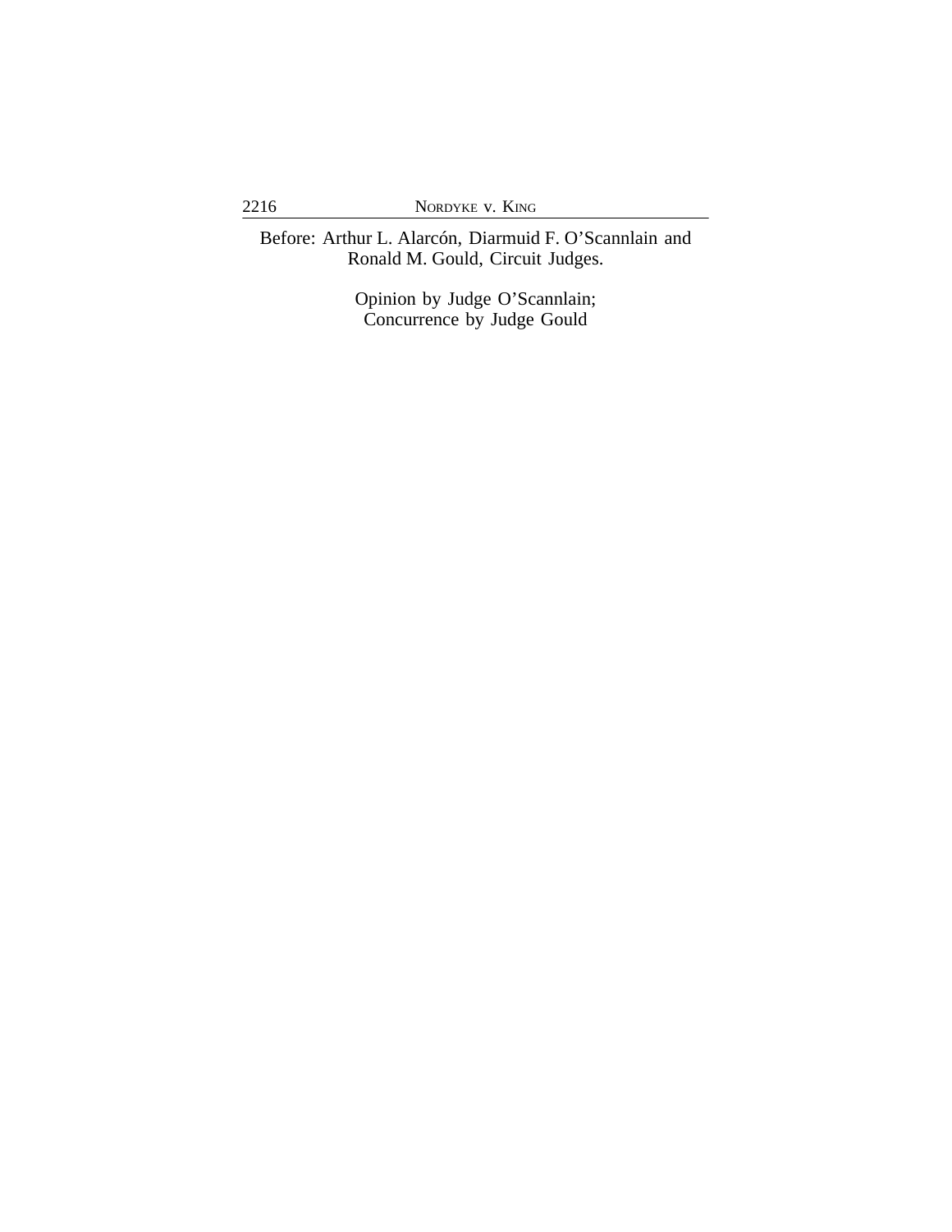Before: Arthur L. Alarcón, Diarmuid F. O'Scannlain and Ronald M. Gould, Circuit Judges.

Opinion by Judge O'Scannlain;
Concurrence by Judge Gould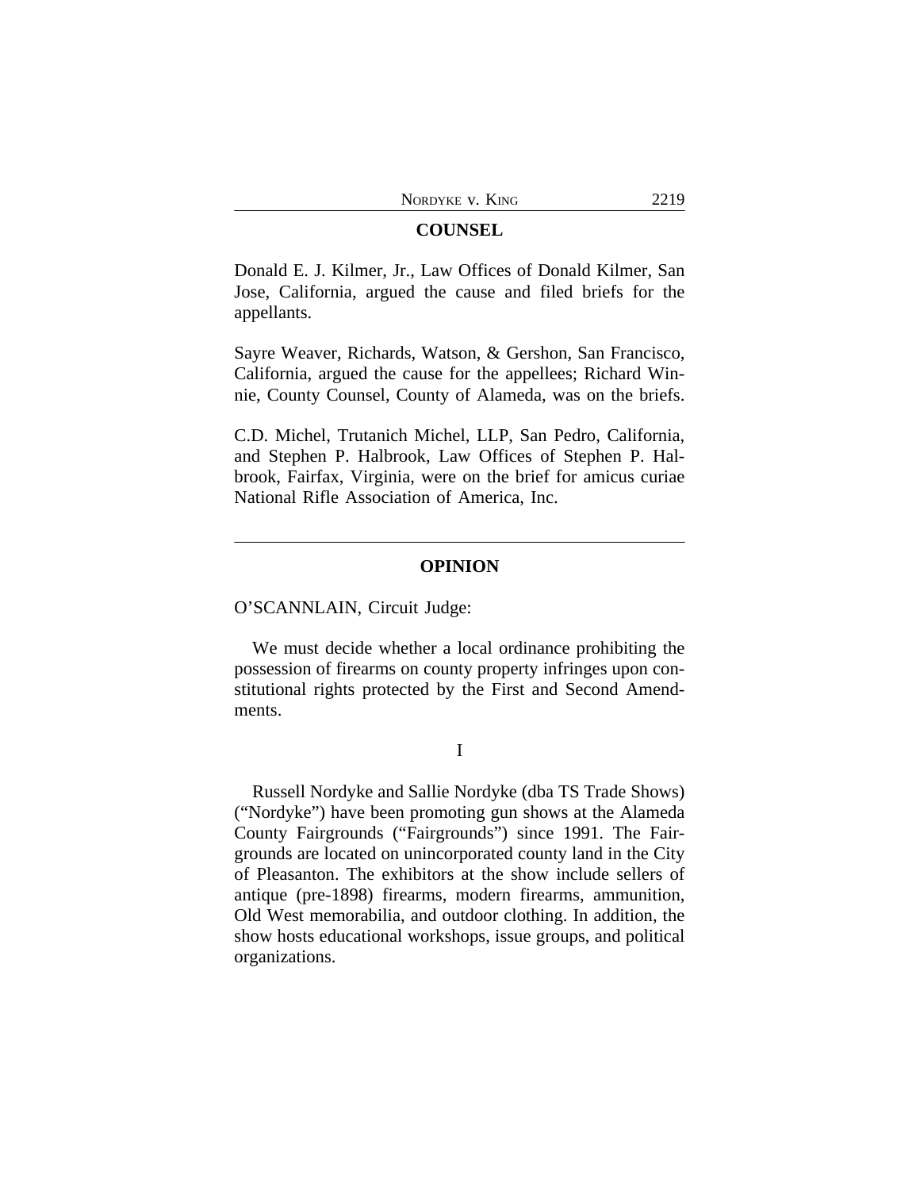## COUNSEL

Donald E. J. Kilmer, Jr., Law Offices of Donald Kilmer, San Jose, California, argued the cause and filed briefs for the appellants.

Sayre Weaver, Richards, Watson, & Gershon, San Francisco, California, argued the cause for the appellees; Richard Winnie, County Counsel, County of Alameda, was on the briefs.

C.D. Michel, Trutanich Michel, LLP, San Pedro, California, and Stephen P. Halbrook, Law Offices of Stephen P. Halbrook, Fairfax, Virginia, were on the brief for amicus curiae National Rifle Association of America, Inc.

---

## OPINION

O'SCANNLAIN, Circuit Judge:

We must decide whether a local ordinance prohibiting the possession of firearms on county property infringes upon constitutional rights protected by the First and Second Amendments.

### I

Russell Nordyke and Sallie Nordyke (dba TS Trade Shows) ("Nordyke") have been promoting gun shows at the Alameda County Fairgrounds ("Fairgrounds") since 1991. The Fairgrounds are located on unincorporated county land in the City of Pleasanton. The exhibitors at the show include sellers of antique (pre-1898) firearms, modern firearms, ammunition, Old West memorabilia, and outdoor clothing. In addition, the show hosts educational workshops, issue groups, and political organizations.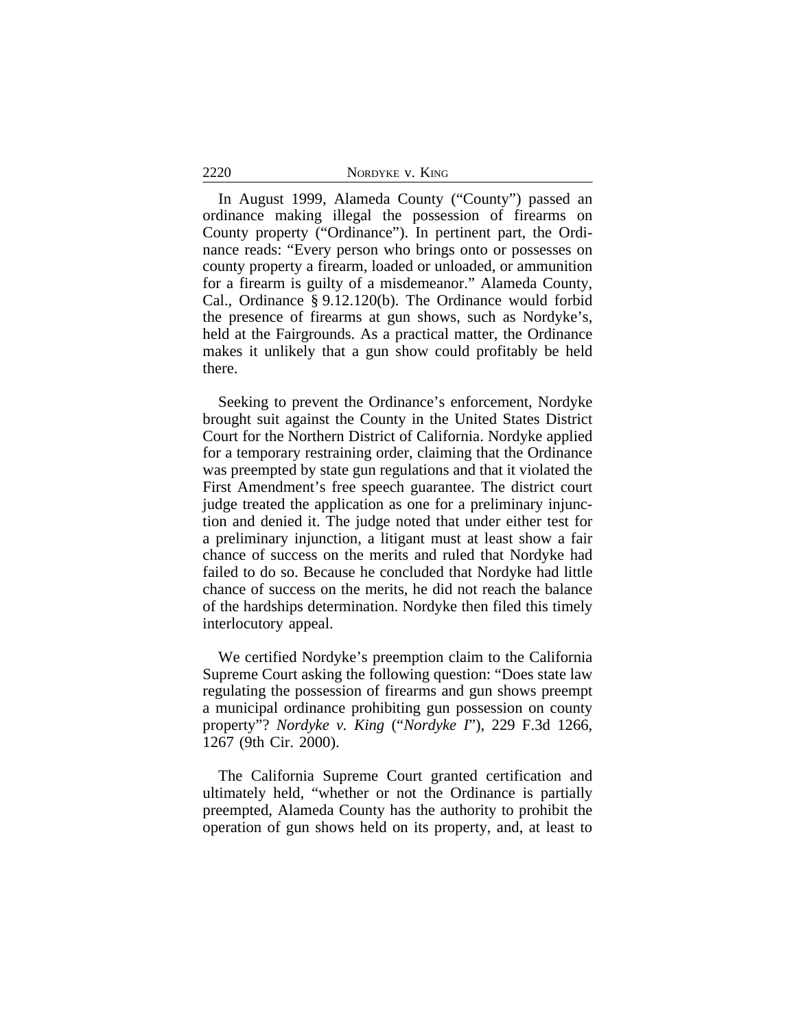In August 1999, Alameda County ("County") passed an ordinance making illegal the possession of firearms on County property ("Ordinance"). In pertinent part, the Ordinance reads: "Every person who brings onto or possesses on county property a firearm, loaded or unloaded, or ammunition for a firearm is guilty of a misdemeanor." Alameda County, Cal., Ordinance § 9.12.120(b). The Ordinance would forbid the presence of firearms at gun shows, such as Nordyke's, held at the Fairgrounds. As a practical matter, the Ordinance makes it unlikely that a gun show could profitably be held there.

Seeking to prevent the Ordinance's enforcement, Nordyke brought suit against the County in the United States District Court for the Northern District of California. Nordyke applied for a temporary restraining order, claiming that the Ordinance was preempted by state gun regulations and that it violated the First Amendment's free speech guarantee. The district court judge treated the application as one for a preliminary injunction and denied it. The judge noted that under either test for a preliminary injunction, a litigant must at least show a fair chance of success on the merits and ruled that Nordyke had failed to do so. Because he concluded that Nordyke had little chance of success on the merits, he did not reach the balance of the hardships determination. Nordyke then filed this timely interlocutory appeal.

We certified Nordyke's preemption claim to the California Supreme Court asking the following question: "Does state law regulating the possession of firearms and gun shows preempt a municipal ordinance prohibiting gun possession on county property"? *Nordyke v. King* ("*Nordyke I*"), 229 F.3d 1266, 1267 (9th Cir. 2000).

The California Supreme Court granted certification and ultimately held, "whether or not the Ordinance is partially preempted, Alameda County has the authority to prohibit the operation of gun shows held on its property, and, at least to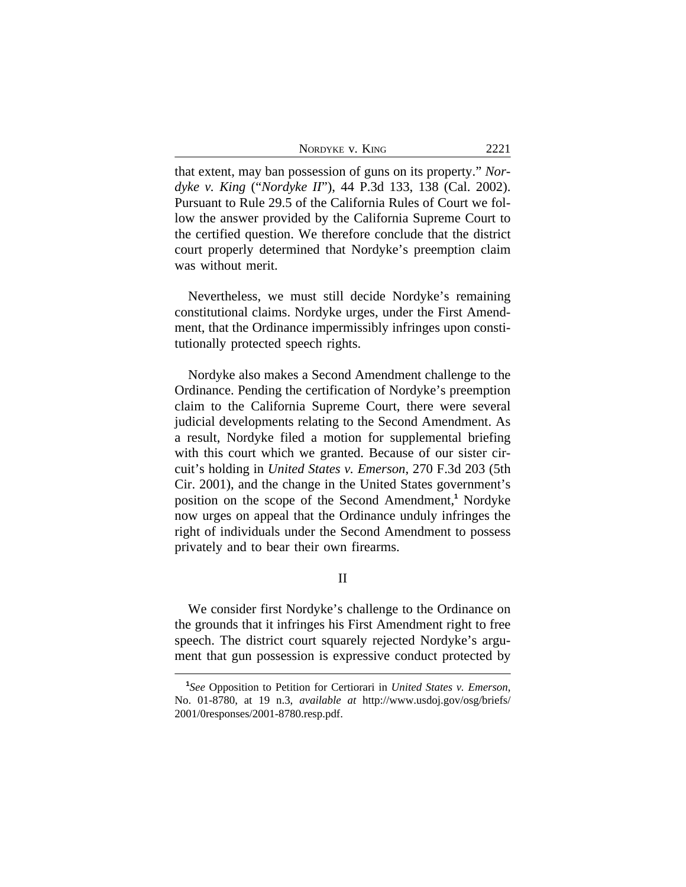that extent, may ban possession of guns on its property." *Nordyke v. King* ("*Nordyke II*"), 44 P.3d 133, 138 (Cal. 2002). Pursuant to Rule 29.5 of the California Rules of Court we follow the answer provided by the California Supreme Court to the certified question. We therefore conclude that the district court properly determined that Nordyke's preemption claim was without merit.

Nevertheless, we must still decide Nordyke's remaining constitutional claims. Nordyke urges, under the First Amendment, that the Ordinance impermissibly infringes upon constitutionally protected speech rights.

Nordyke also makes a Second Amendment challenge to the Ordinance. Pending the certification of Nordyke's preemption claim to the California Supreme Court, there were several judicial developments relating to the Second Amendment. As a result, Nordyke filed a motion for supplemental briefing with this court which we granted. Because of our sister circuit's holding in *United States v. Emerson*, 270 F.3d 203 (5th Cir. 2001), and the change in the United States government's position on the scope of the Second Amendment,[1] Nordyke now urges on appeal that the Ordinance unduly infringes the right of individuals under the Second Amendment to possess privately and to bear their own firearms.

## II

We consider first Nordyke's challenge to the Ordinance on the grounds that it infringes his First Amendment right to free speech. The district court squarely rejected Nordyke's argument that gun possession is expressive conduct protected by

---

[1]*See* Opposition to Petition for Certiorari in *United States v. Emerson*, No. 01-8780, at 19 n.3, *available at* http://www.usdoj.gov/osg/briefs/2001/0responses/2001-8780.resp.pdf.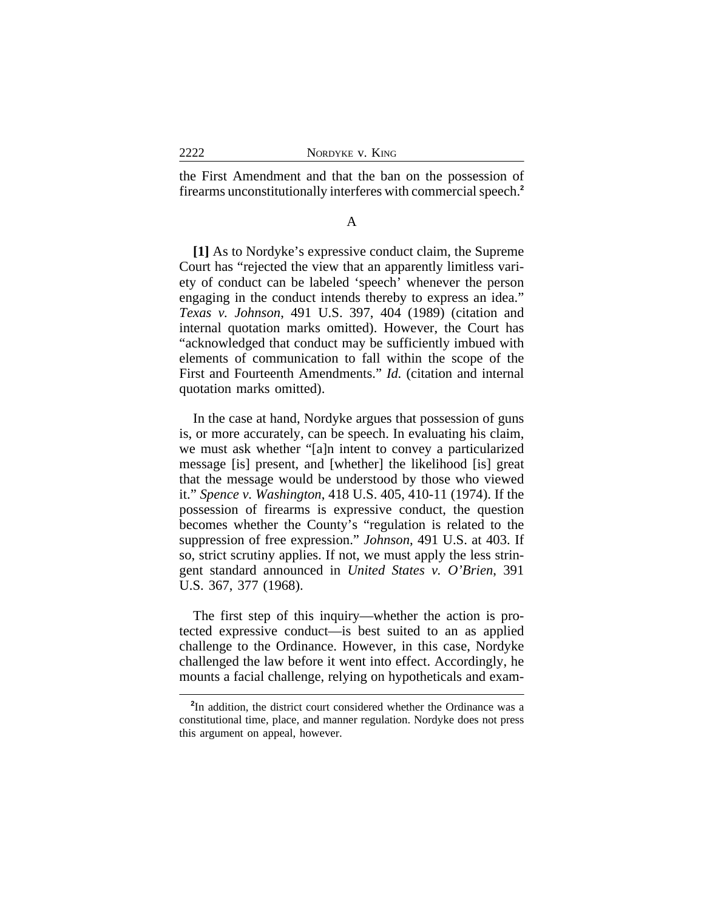the First Amendment and that the ban on the possession of firearms unconstitutionally interferes with commercial speech.[2]

A

**[1]** As to Nordyke's expressive conduct claim, the Supreme Court has "rejected the view that an apparently limitless variety of conduct can be labeled 'speech' whenever the person engaging in the conduct intends thereby to express an idea." *Texas v. Johnson*, 491 U.S. 397, 404 (1989) (citation and internal quotation marks omitted). However, the Court has "acknowledged that conduct may be sufficiently imbued with elements of communication to fall within the scope of the First and Fourteenth Amendments." *Id.* (citation and internal quotation marks omitted).

In the case at hand, Nordyke argues that possession of guns is, or more accurately, can be speech. In evaluating his claim, we must ask whether "[a]n intent to convey a particularized message [is] present, and [whether] the likelihood [is] great that the message would be understood by those who viewed it." *Spence v. Washington*, 418 U.S. 405, 410-11 (1974). If the possession of firearms is expressive conduct, the question becomes whether the County's "regulation is related to the suppression of free expression." *Johnson*, 491 U.S. at 403. If so, strict scrutiny applies. If not, we must apply the less stringent standard announced in *United States v. O'Brien*, 391 U.S. 367, 377 (1968).

The first step of this inquiry—whether the action is protected expressive conduct—is best suited to an as applied challenge to the Ordinance. However, in this case, Nordyke challenged the law before it went into effect. Accordingly, he mounts a facial challenge, relying on hypotheticals and exam-

[2]In addition, the district court considered whether the Ordinance was a constitutional time, place, and manner regulation. Nordyke does not press this argument on appeal, however.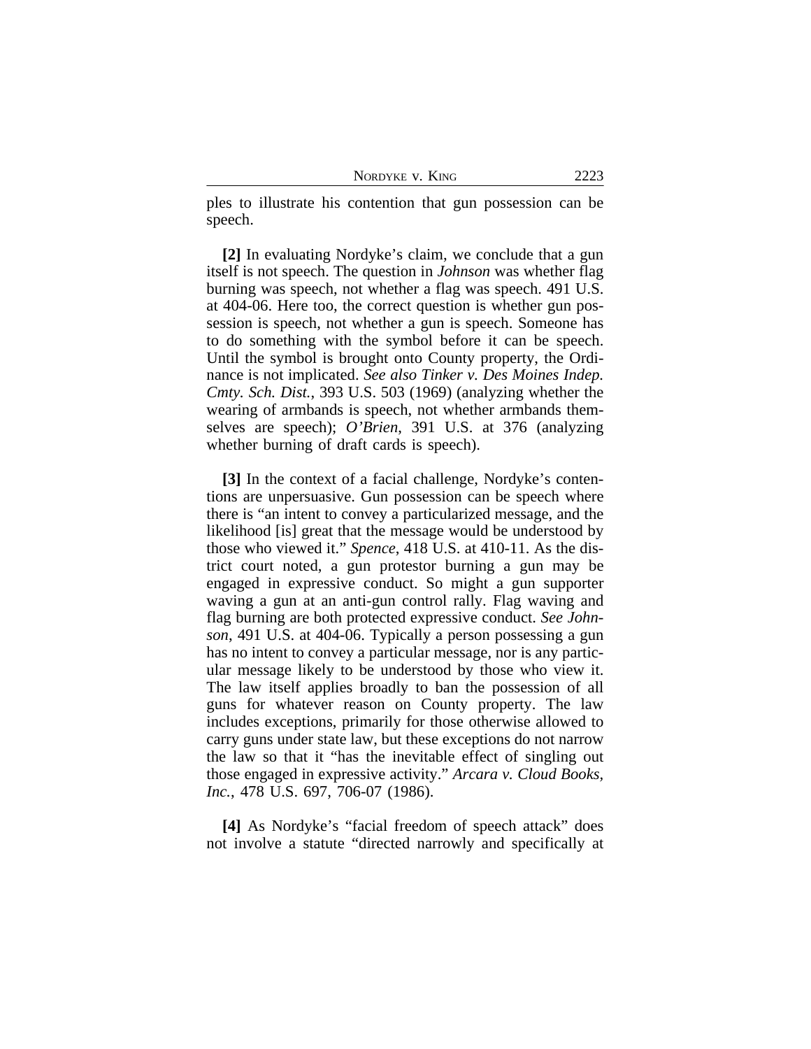ples to illustrate his contention that gun possession can be speech.

**[2]** In evaluating Nordyke's claim, we conclude that a gun itself is not speech. The question in *Johnson* was whether flag burning was speech, not whether a flag was speech. 491 U.S. at 404-06. Here too, the correct question is whether gun possession is speech, not whether a gun is speech. Someone has to do something with the symbol before it can be speech. Until the symbol is brought onto County property, the Ordinance is not implicated. *See also Tinker v. Des Moines Indep. Cmty. Sch. Dist.*, 393 U.S. 503 (1969) (analyzing whether the wearing of armbands is speech, not whether armbands themselves are speech); *O'Brien*, 391 U.S. at 376 (analyzing whether burning of draft cards is speech).

**[3]** In the context of a facial challenge, Nordyke's contentions are unpersuasive. Gun possession can be speech where there is "an intent to convey a particularized message, and the likelihood [is] great that the message would be understood by those who viewed it." *Spence*, 418 U.S. at 410-11. As the district court noted, a gun protestor burning a gun may be engaged in expressive conduct. So might a gun supporter waving a gun at an anti-gun control rally. Flag waving and flag burning are both protected expressive conduct. *See Johnson*, 491 U.S. at 404-06. Typically a person possessing a gun has no intent to convey a particular message, nor is any particular message likely to be understood by those who view it. The law itself applies broadly to ban the possession of all guns for whatever reason on County property. The law includes exceptions, primarily for those otherwise allowed to carry guns under state law, but these exceptions do not narrow the law so that it "has the inevitable effect of singling out those engaged in expressive activity." *Arcara v. Cloud Books, Inc.*, 478 U.S. 697, 706-07 (1986).

**[4]** As Nordyke's "facial freedom of speech attack" does not involve a statute "directed narrowly and specifically at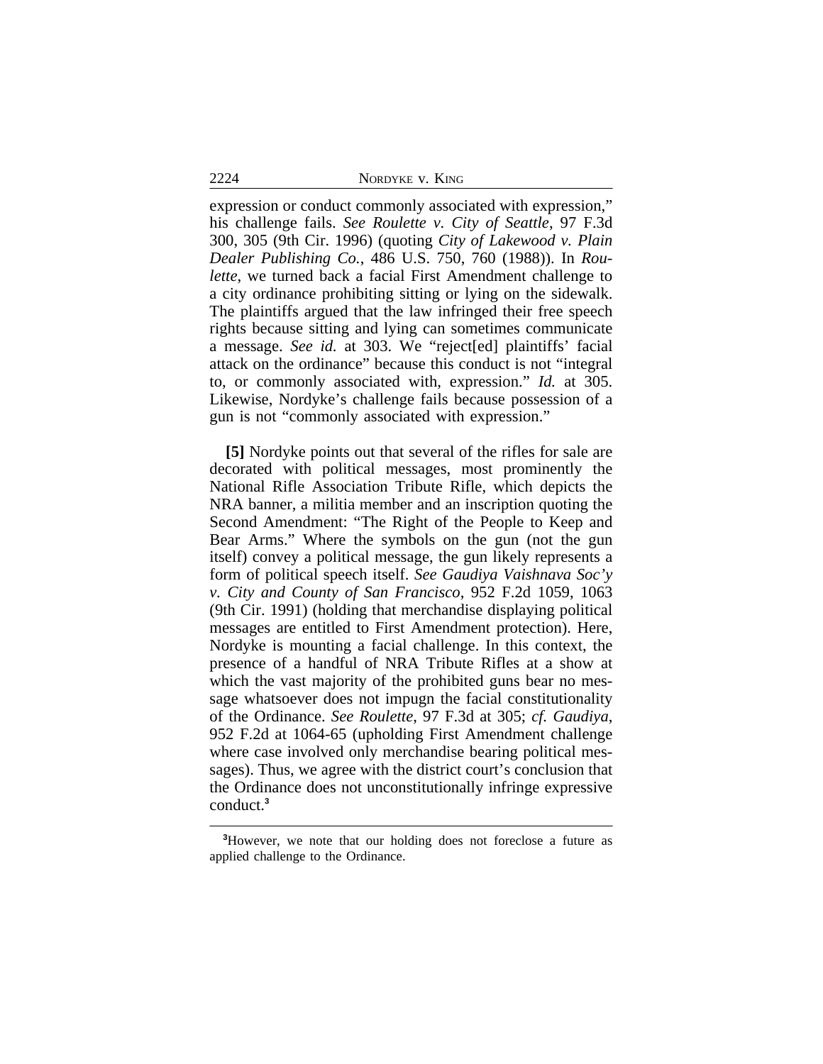expression or conduct commonly associated with expression," his challenge fails. *See Roulette v. City of Seattle*, 97 F.3d 300, 305 (9th Cir. 1996) (quoting *City of Lakewood v. Plain Dealer Publishing Co.*, 486 U.S. 750, 760 (1988)). In *Roulette*, we turned back a facial First Amendment challenge to a city ordinance prohibiting sitting or lying on the sidewalk. The plaintiffs argued that the law infringed their free speech rights because sitting and lying can sometimes communicate a message. *See id.* at 303. We "reject[ed] plaintiffs' facial attack on the ordinance" because this conduct is not "integral to, or commonly associated with, expression." *Id.* at 305. Likewise, Nordyke's challenge fails because possession of a gun is not "commonly associated with expression."

**[5]** Nordyke points out that several of the rifles for sale are decorated with political messages, most prominently the National Rifle Association Tribute Rifle, which depicts the NRA banner, a militia member and an inscription quoting the Second Amendment: "The Right of the People to Keep and Bear Arms." Where the symbols on the gun (not the gun itself) convey a political message, the gun likely represents a form of political speech itself. *See Gaudiya Vaishnava Soc'y v. City and County of San Francisco*, 952 F.2d 1059, 1063 (9th Cir. 1991) (holding that merchandise displaying political messages are entitled to First Amendment protection). Here, Nordyke is mounting a facial challenge. In this context, the presence of a handful of NRA Tribute Rifles at a show at which the vast majority of the prohibited guns bear no message whatsoever does not impugn the facial constitutionality of the Ordinance. *See Roulette*, 97 F.3d at 305; *cf. Gaudiya*, 952 F.2d at 1064-65 (upholding First Amendment challenge where case involved only merchandise bearing political messages). Thus, we agree with the district court's conclusion that the Ordinance does not unconstitutionally infringe expressive conduct.[3]

[3]However, we note that our holding does not foreclose a future as applied challenge to the Ordinance.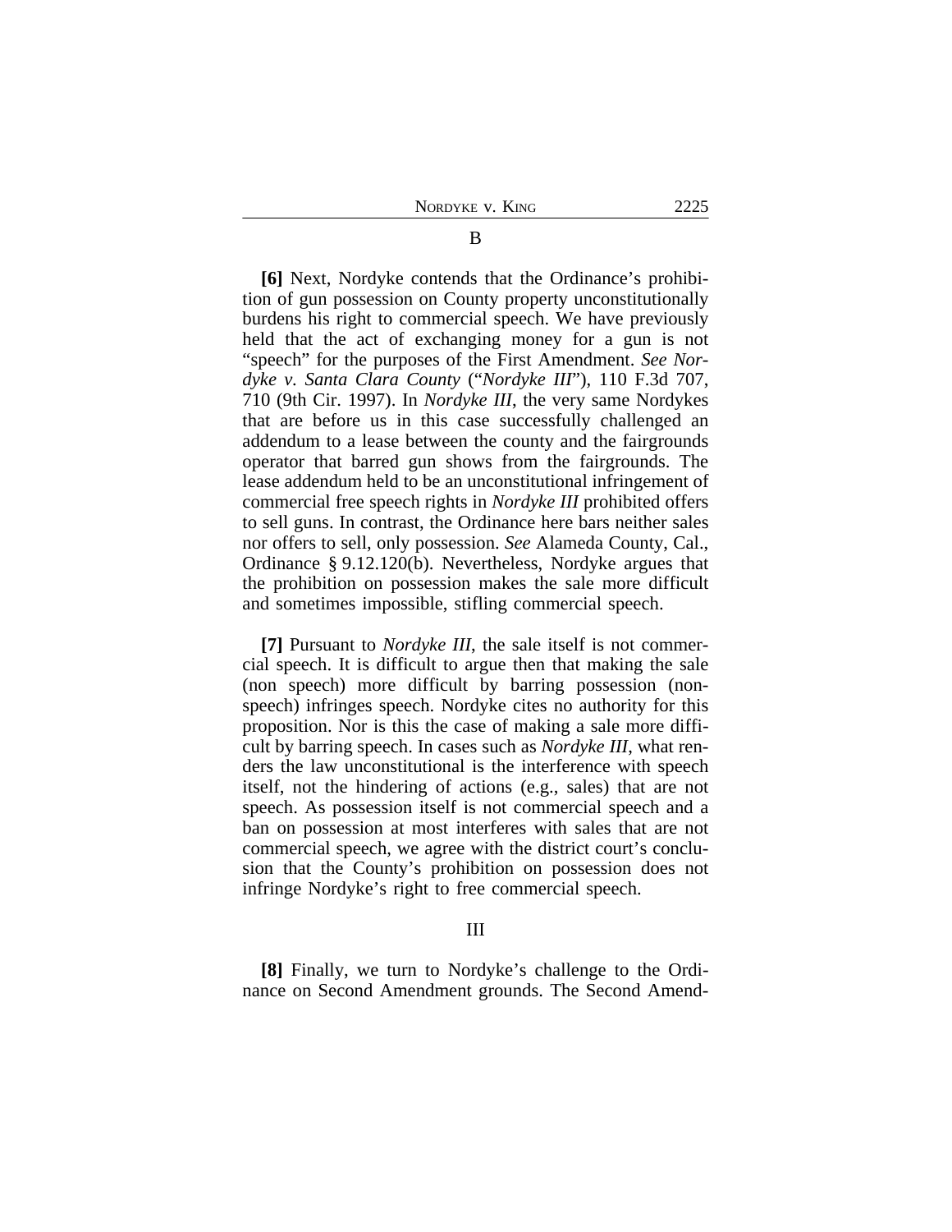B

**[6]** Next, Nordyke contends that the Ordinance's prohibition of gun possession on County property unconstitutionally burdens his right to commercial speech. We have previously held that the act of exchanging money for a gun is not "speech" for the purposes of the First Amendment. *See Nordyke v. Santa Clara County* ("*Nordyke III*"), 110 F.3d 707, 710 (9th Cir. 1997). In *Nordyke III*, the very same Nordykes that are before us in this case successfully challenged an addendum to a lease between the county and the fairgrounds operator that barred gun shows from the fairgrounds. The lease addendum held to be an unconstitutional infringement of commercial free speech rights in *Nordyke III* prohibited offers to sell guns. In contrast, the Ordinance here bars neither sales nor offers to sell, only possession. *See* Alameda County, Cal., Ordinance § 9.12.120(b). Nevertheless, Nordyke argues that the prohibition on possession makes the sale more difficult and sometimes impossible, stifling commercial speech.

**[7]** Pursuant to *Nordyke III*, the sale itself is not commercial speech. It is difficult to argue then that making the sale (non speech) more difficult by barring possession (non-speech) infringes speech. Nordyke cites no authority for this proposition. Nor is this the case of making a sale more difficult by barring speech. In cases such as *Nordyke III*, what renders the law unconstitutional is the interference with speech itself, not the hindering of actions (e.g., sales) that are not speech. As possession itself is not commercial speech and a ban on possession at most interferes with sales that are not commercial speech, we agree with the district court's conclusion that the County's prohibition on possession does not infringe Nordyke's right to free commercial speech.

III

**[8]** Finally, we turn to Nordyke's challenge to the Ordinance on Second Amendment grounds. The Second Amend-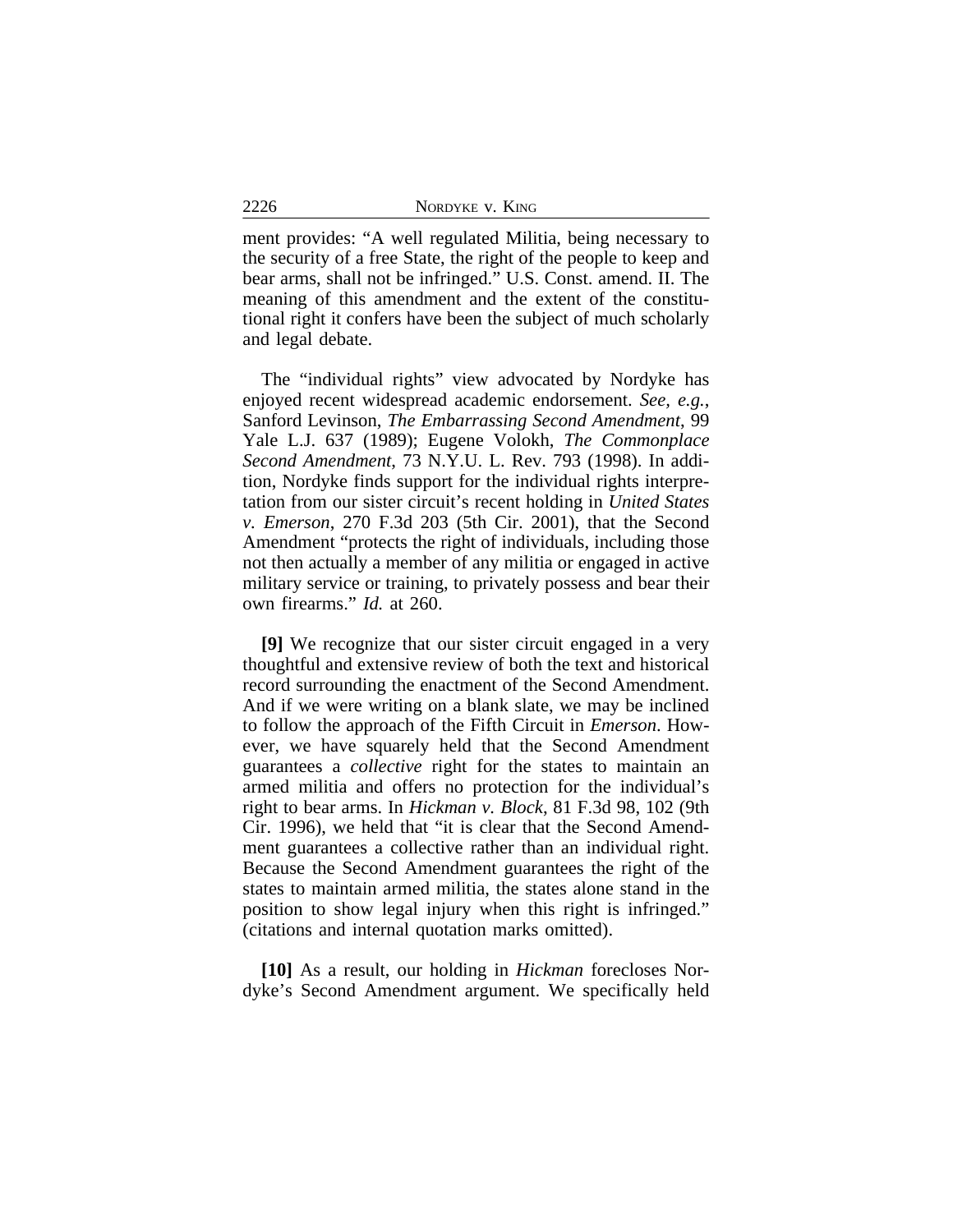ment provides: "A well regulated Militia, being necessary to the security of a free State, the right of the people to keep and bear arms, shall not be infringed." U.S. Const. amend. II. The meaning of this amendment and the extent of the constitutional right it confers have been the subject of much scholarly and legal debate.

The "individual rights" view advocated by Nordyke has enjoyed recent widespread academic endorsement. *See, e.g.*, Sanford Levinson, *The Embarrassing Second Amendment*, 99 Yale L.J. 637 (1989); Eugene Volokh, *The Commonplace Second Amendment*, 73 N.Y.U. L. Rev. 793 (1998). In addition, Nordyke finds support for the individual rights interpretation from our sister circuit's recent holding in *United States v. Emerson*, 270 F.3d 203 (5th Cir. 2001), that the Second Amendment "protects the right of individuals, including those not then actually a member of any militia or engaged in active military service or training, to privately possess and bear their own firearms." *Id.* at 260.

**[9]** We recognize that our sister circuit engaged in a very thoughtful and extensive review of both the text and historical record surrounding the enactment of the Second Amendment. And if we were writing on a blank slate, we may be inclined to follow the approach of the Fifth Circuit in *Emerson*. However, we have squarely held that the Second Amendment guarantees a *collective* right for the states to maintain an armed militia and offers no protection for the individual's right to bear arms. In *Hickman v. Block*, 81 F.3d 98, 102 (9th Cir. 1996), we held that "it is clear that the Second Amendment guarantees a collective rather than an individual right. Because the Second Amendment guarantees the right of the states to maintain armed militia, the states alone stand in the position to show legal injury when this right is infringed." (citations and internal quotation marks omitted).

**[10]** As a result, our holding in *Hickman* forecloses Nordyke's Second Amendment argument. We specifically held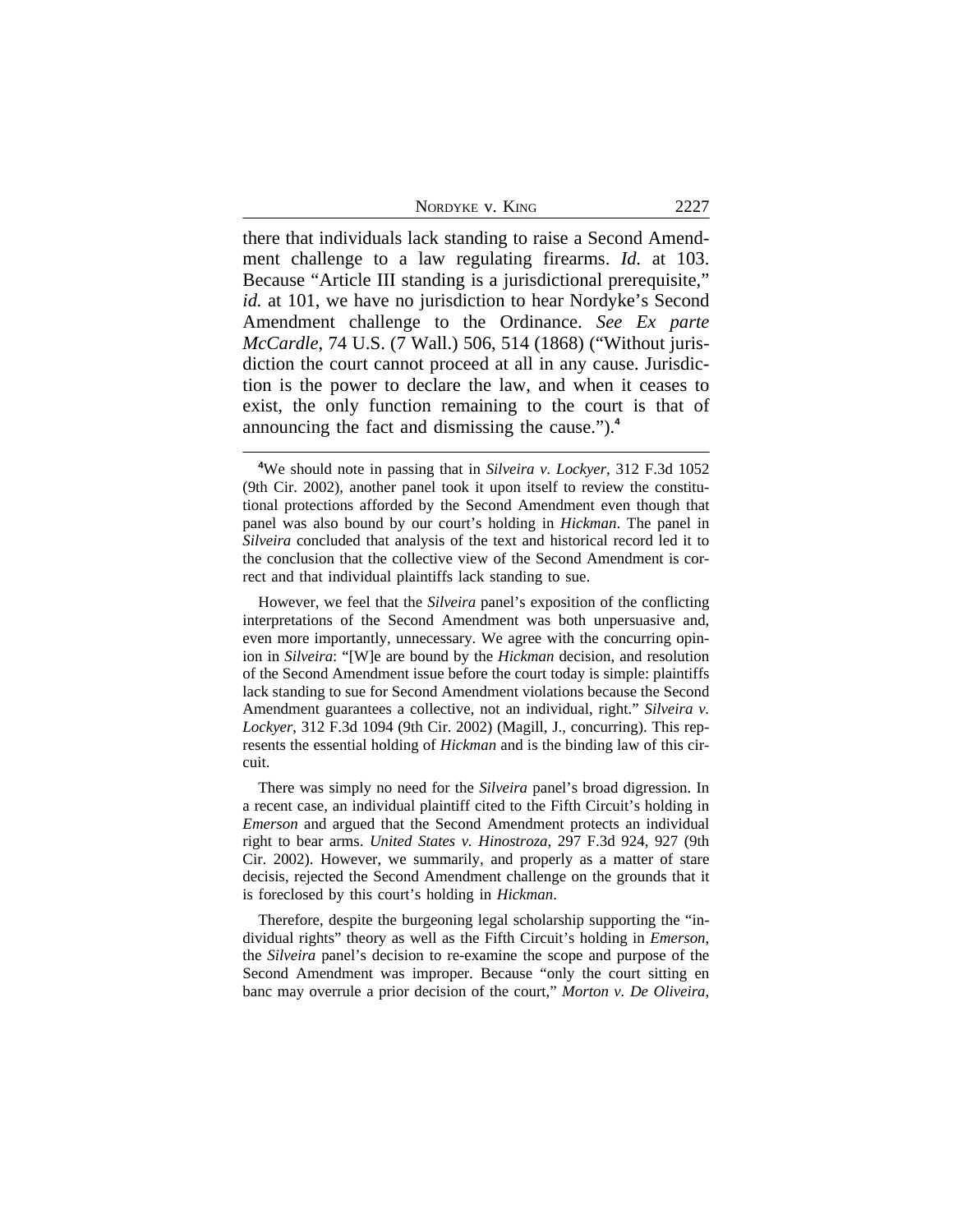there that individuals lack standing to raise a Second Amendment challenge to a law regulating firearms. *Id.* at 103. Because "Article III standing is a jurisdictional prerequisite," *id.* at 101, we have no jurisdiction to hear Nordyke's Second Amendment challenge to the Ordinance. *See Ex parte McCardle*, 74 U.S. (7 Wall.) 506, 514 (1868) ("Without jurisdiction the court cannot proceed at all in any cause. Jurisdiction is the power to declare the law, and when it ceases to exist, the only function remaining to the court is that of announcing the fact and dismissing the cause.").[4]

---

[4]We should note in passing that in *Silveira v. Lockyer*, 312 F.3d 1052 (9th Cir. 2002), another panel took it upon itself to review the constitutional protections afforded by the Second Amendment even though that panel was also bound by our court's holding in *Hickman*. The panel in *Silveira* concluded that analysis of the text and historical record led it to the conclusion that the collective view of the Second Amendment is correct and that individual plaintiffs lack standing to sue.

However, we feel that the *Silveira* panel's exposition of the conflicting interpretations of the Second Amendment was both unpersuasive and, even more importantly, unnecessary. We agree with the concurring opinion in *Silveira*: "[W]e are bound by the *Hickman* decision, and resolution of the Second Amendment issue before the court today is simple: plaintiffs lack standing to sue for Second Amendment violations because the Second Amendment guarantees a collective, not an individual, right." *Silveira v. Lockyer*, 312 F.3d 1094 (9th Cir. 2002) (Magill, J., concurring). This represents the essential holding of *Hickman* and is the binding law of this circuit.

There was simply no need for the *Silveira* panel's broad digression. In a recent case, an individual plaintiff cited to the Fifth Circuit's holding in *Emerson* and argued that the Second Amendment protects an individual right to bear arms. *United States v. Hinostroza*, 297 F.3d 924, 927 (9th Cir. 2002). However, we summarily, and properly as a matter of stare decisis, rejected the Second Amendment challenge on the grounds that it is foreclosed by this court's holding in *Hickman*.

Therefore, despite the burgeoning legal scholarship supporting the "individual rights" theory as well as the Fifth Circuit's holding in *Emerson*, the *Silveira* panel's decision to re-examine the scope and purpose of the Second Amendment was improper. Because "only the court sitting en banc may overrule a prior decision of the court," *Morton v. De Oliveira*,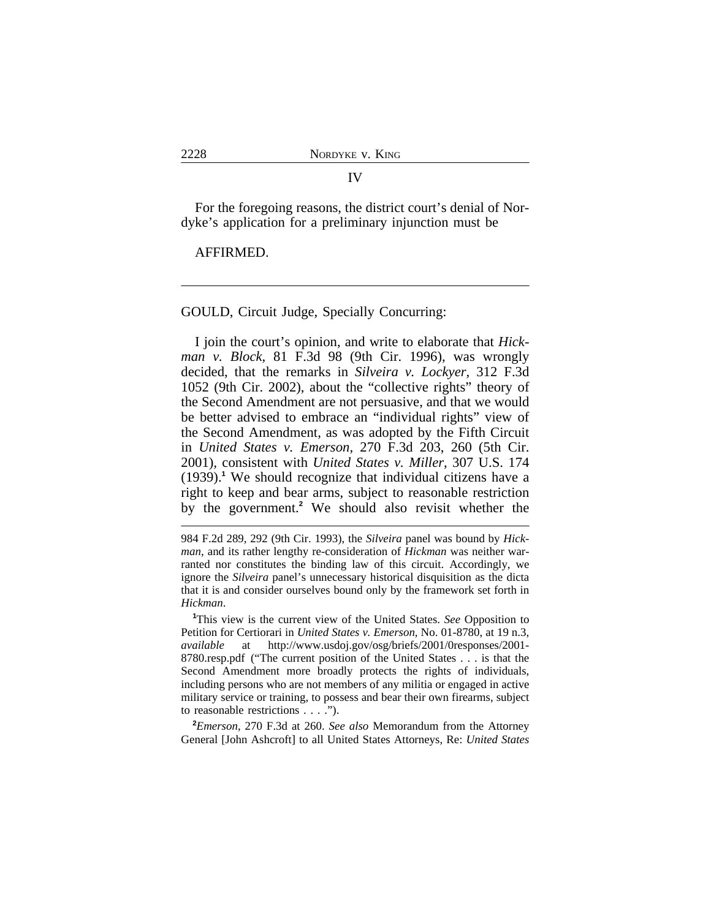IV

For the foregoing reasons, the district court's denial of Nordyke's application for a preliminary injunction must be

AFFIRMED.

---

GOULD, Circuit Judge, Specially Concurring:

I join the court's opinion, and write to elaborate that *Hickman v. Block*, 81 F.3d 98 (9th Cir. 1996), was wrongly decided, that the remarks in *Silveira v. Lockyer*, 312 F.3d 1052 (9th Cir. 2002), about the "collective rights" theory of the Second Amendment are not persuasive, and that we would be better advised to embrace an "individual rights" view of the Second Amendment, as was adopted by the Fifth Circuit in *United States v. Emerson*, 270 F.3d 203, 260 (5th Cir. 2001), consistent with *United States v. Miller*, 307 U.S. 174 (1939).[1] We should recognize that individual citizens have a right to keep and bear arms, subject to reasonable restriction by the government.[2] We should also revisit whether the

---

984 F.2d 289, 292 (9th Cir. 1993), the *Silveira* panel was bound by *Hickman*, and its rather lengthy re-consideration of *Hickman* was neither warranted nor constitutes the binding law of this circuit. Accordingly, we ignore the *Silveira* panel's unnecessary historical disquisition as the dicta that it is and consider ourselves bound only by the framework set forth in *Hickman*.

[1]This view is the current view of the United States. *See* Opposition to Petition for Certiorari in *United States v. Emerson*, No. 01-8780, at 19 n.3, *available* at http://www.usdoj.gov/osg/briefs/2001/0responses/2001-8780.resp.pdf ("The current position of the United States . . . is that the Second Amendment more broadly protects the rights of individuals, including persons who are not members of any militia or engaged in active military service or training, to possess and bear their own firearms, subject to reasonable restrictions . . . .").

[2]*Emerson*, 270 F.3d at 260. *See also* Memorandum from the Attorney General [John Ashcroft] to all United States Attorneys, Re: *United States*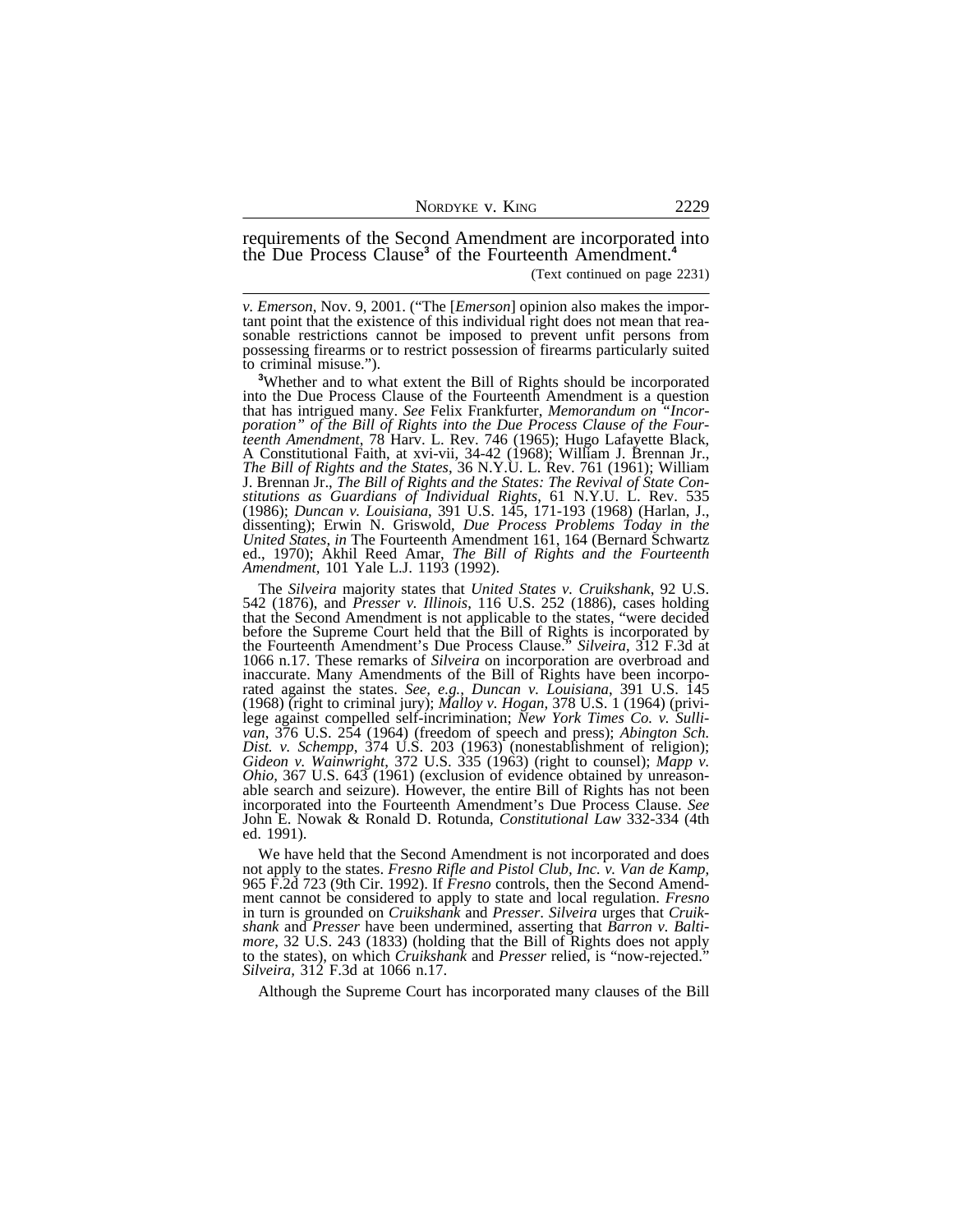requirements of the Second Amendment are incorporated into the Due Process Clause[3] of the Fourteenth Amendment.[4]

(Text continued on page 2231)

---

*v. Emerson*, Nov. 9, 2001. ("The [*Emerson*] opinion also makes the important point that the existence of this individual right does not mean that reasonable restrictions cannot be imposed to prevent unfit persons from possessing firearms or to restrict possession of firearms particularly suited to criminal misuse.").

[3]Whether and to what extent the Bill of Rights should be incorporated into the Due Process Clause of the Fourteenth Amendment is a question that has intrigued many. *See* Felix Frankfurter, *Memorandum on "Incorporation" of the Bill of Rights into the Due Process Clause of the Fourteenth Amendment*, 78 Harv. L. Rev. 746 (1965); Hugo Lafayette Black, A Constitutional Faith, at xvi-vii, 34-42 (1968); William J. Brennan Jr., *The Bill of Rights and the States*, 36 N.Y.U. L. Rev. 761 (1961); William J. Brennan Jr., *The Bill of Rights and the States: The Revival of State Constitutions as Guardians of Individual Rights*, 61 N.Y.U. L. Rev. 535 (1986); *Duncan v. Louisiana*, 391 U.S. 145, 171-193 (1968) (Harlan, J., dissenting); Erwin N. Griswold, *Due Process Problems Today in the United States*, *in* The Fourteenth Amendment 161, 164 (Bernard Schwartz ed., 1970); Akhil Reed Amar, *The Bill of Rights and the Fourteenth Amendment*, 101 Yale L.J. 1193 (1992).

The *Silveira* majority states that *United States v. Cruikshank*, 92 U.S. 542 (1876), and *Presser v. Illinois*, 116 U.S. 252 (1886), cases holding that the Second Amendment is not applicable to the states, "were decided before the Supreme Court held that the Bill of Rights is incorporated by the Fourteenth Amendment's Due Process Clause." *Silveira*, 312 F.3d at 1066 n.17. These remarks of *Silveira* on incorporation are overbroad and inaccurate. Many Amendments of the Bill of Rights have been incorporated against the states. *See, e.g.*, *Duncan v. Louisiana*, 391 U.S. 145 (1968) (right to criminal jury); *Malloy v. Hogan*, 378 U.S. 1 (1964) (privilege against compelled self-incrimination; *New York Times Co. v. Sullivan*, 376 U.S. 254 (1964) (freedom of speech and press); *Abington Sch. Dist. v. Schempp*, 374 U.S. 203 (1963) (nonestablishment of religion); *Gideon v. Wainwright*, 372 U.S. 335 (1963) (right to counsel); *Mapp v. Ohio*, 367 U.S. 643 (1961) (exclusion of evidence obtained by unreasonable search and seizure). However, the entire Bill of Rights has not been incorporated into the Fourteenth Amendment's Due Process Clause. *See* John E. Nowak & Ronald D. Rotunda, *Constitutional Law* 332-334 (4th ed. 1991).

We have held that the Second Amendment is not incorporated and does not apply to the states. *Fresno Rifle and Pistol Club, Inc. v. Van de Kamp*, 965 F.2d 723 (9th Cir. 1992). If *Fresno* controls, then the Second Amendment cannot be considered to apply to state and local regulation. *Fresno* in turn is grounded on *Cruikshank* and *Presser*. *Silveira* urges that *Cruikshank* and *Presser* have been undermined, asserting that *Barron v. Baltimore*, 32 U.S. 243 (1833) (holding that the Bill of Rights does not apply to the states), on which *Cruikshank* and *Presser* relied, is "now-rejected." *Silveira*, 312 F.3d at 1066 n.17.

Although the Supreme Court has incorporated many clauses of the Bill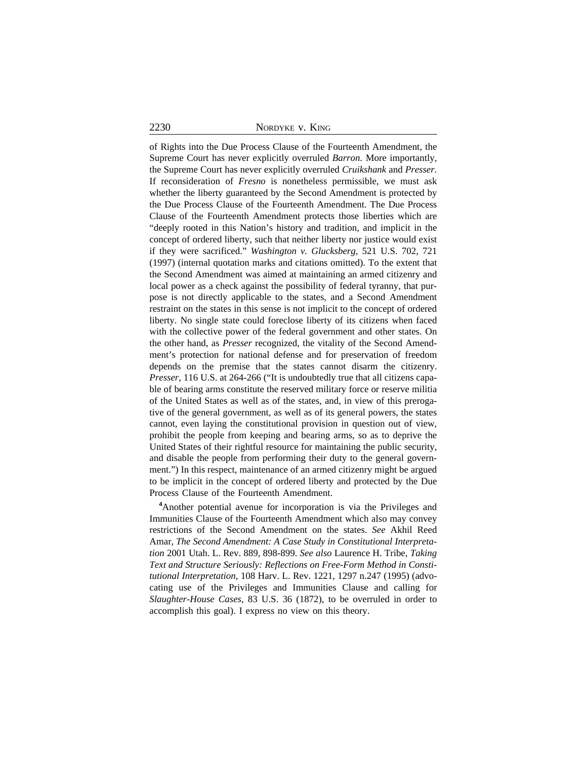of Rights into the Due Process Clause of the Fourteenth Amendment, the Supreme Court has never explicitly overruled *Barron.* More importantly, the Supreme Court has never explicitly overruled *Cruikshank* and *Presser*. If reconsideration of *Fresno* is nonetheless permissible, we must ask whether the liberty guaranteed by the Second Amendment is protected by the Due Process Clause of the Fourteenth Amendment. The Due Process Clause of the Fourteenth Amendment protects those liberties which are "deeply rooted in this Nation's history and tradition, and implicit in the concept of ordered liberty, such that neither liberty nor justice would exist if they were sacrificed." *Washington v. Glucksberg*, 521 U.S. 702, 721 (1997) (internal quotation marks and citations omitted). To the extent that the Second Amendment was aimed at maintaining an armed citizenry and local power as a check against the possibility of federal tyranny, that purpose is not directly applicable to the states, and a Second Amendment restraint on the states in this sense is not implicit to the concept of ordered liberty. No single state could foreclose liberty of its citizens when faced with the collective power of the federal government and other states. On the other hand, as *Presser* recognized, the vitality of the Second Amendment's protection for national defense and for preservation of freedom depends on the premise that the states cannot disarm the citizenry. *Presser*, 116 U.S. at 264-266 ("It is undoubtedly true that all citizens capable of bearing arms constitute the reserved military force or reserve militia of the United States as well as of the states, and, in view of this prerogative of the general government, as well as of its general powers, the states cannot, even laying the constitutional provision in question out of view, prohibit the people from keeping and bearing arms, so as to deprive the United States of their rightful resource for maintaining the public security, and disable the people from performing their duty to the general government.") In this respect, maintenance of an armed citizenry might be argued to be implicit in the concept of ordered liberty and protected by the Due Process Clause of the Fourteenth Amendment.

[4]Another potential avenue for incorporation is via the Privileges and Immunities Clause of the Fourteenth Amendment which also may convey restrictions of the Second Amendment on the states. *See* Akhil Reed Amar, *The Second Amendment: A Case Study in Constitutional Interpretation* 2001 Utah. L. Rev. 889, 898-899. *See also* Laurence H. Tribe, *Taking Text and Structure Seriously: Reflections on Free-Form Method in Constitutional Interpretation*, 108 Harv. L. Rev. 1221, 1297 n.247 (1995) (advocating use of the Privileges and Immunities Clause and calling for *Slaughter-House Cases*, 83 U.S. 36 (1872), to be overruled in order to accomplish this goal). I express no view on this theory.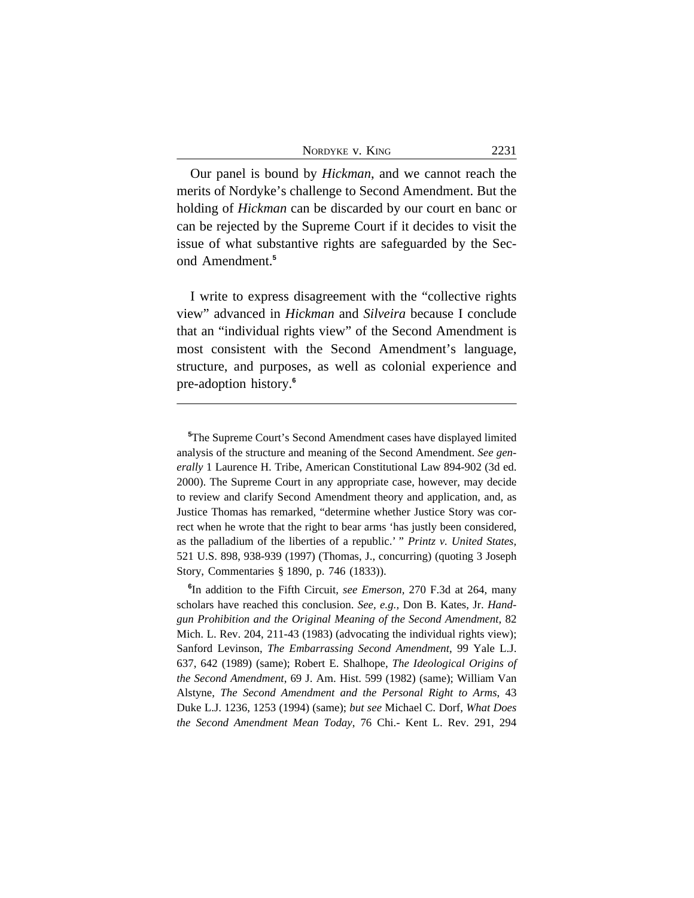Our panel is bound by *Hickman*, and we cannot reach the merits of Nordyke's challenge to Second Amendment. But the holding of *Hickman* can be discarded by our court en banc or can be rejected by the Supreme Court if it decides to visit the issue of what substantive rights are safeguarded by the Second Amendment.[5]

I write to express disagreement with the "collective rights view" advanced in *Hickman* and *Silveira* because I conclude that an "individual rights view" of the Second Amendment is most consistent with the Second Amendment's language, structure, and purposes, as well as colonial experience and pre-adoption history.[6]

---

[5]The Supreme Court's Second Amendment cases have displayed limited analysis of the structure and meaning of the Second Amendment. *See generally* 1 Laurence H. Tribe, American Constitutional Law 894-902 (3d ed. 2000). The Supreme Court in any appropriate case, however, may decide to review and clarify Second Amendment theory and application, and, as Justice Thomas has remarked, "determine whether Justice Story was correct when he wrote that the right to bear arms 'has justly been considered, as the palladium of the liberties of a republic.' " *Printz v. United States*, 521 U.S. 898, 938-939 (1997) (Thomas, J., concurring) (quoting 3 Joseph Story, Commentaries § 1890, p. 746 (1833)).

[6]In addition to the Fifth Circuit, *see Emerson*, 270 F.3d at 264, many scholars have reached this conclusion. *See, e.g.,* Don B. Kates, Jr. *Handgun Prohibition and the Original Meaning of the Second Amendment*, 82 Mich. L. Rev. 204, 211-43 (1983) (advocating the individual rights view); Sanford Levinson, *The Embarrassing Second Amendment*, 99 Yale L.J. 637, 642 (1989) (same); Robert E. Shalhope, *The Ideological Origins of the Second Amendment*, 69 J. Am. Hist. 599 (1982) (same); William Van Alstyne, *The Second Amendment and the Personal Right to Arms*, 43 Duke L.J. 1236, 1253 (1994) (same); *but see* Michael C. Dorf, *What Does the Second Amendment Mean Today*, 76 Chi.- Kent L. Rev. 291, 294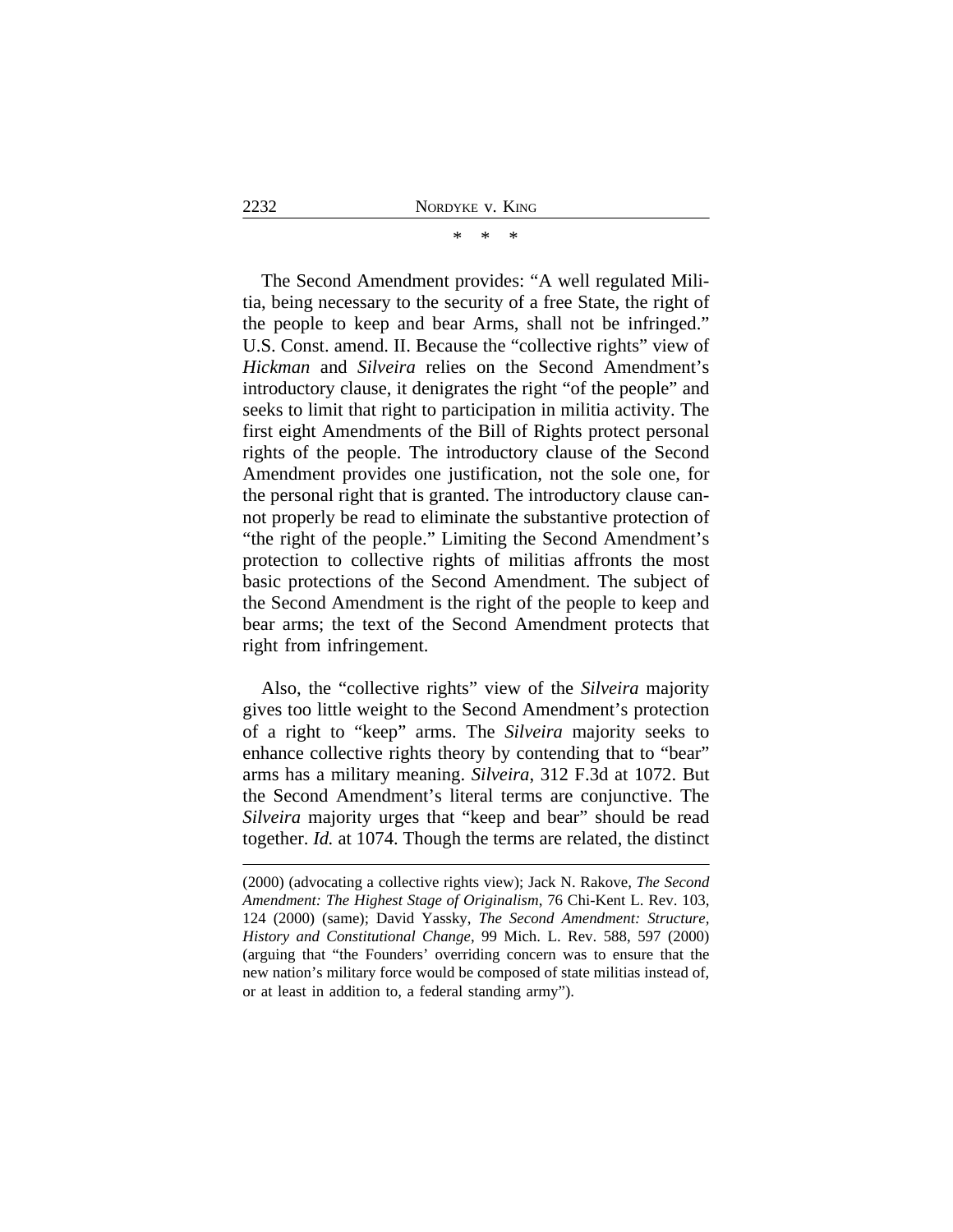\* \* \*

The Second Amendment provides: "A well regulated Militia, being necessary to the security of a free State, the right of the people to keep and bear Arms, shall not be infringed." U.S. Const. amend. II. Because the "collective rights" view of *Hickman* and *Silveira* relies on the Second Amendment's introductory clause, it denigrates the right "of the people" and seeks to limit that right to participation in militia activity. The first eight Amendments of the Bill of Rights protect personal rights of the people. The introductory clause of the Second Amendment provides one justification, not the sole one, for the personal right that is granted. The introductory clause cannot properly be read to eliminate the substantive protection of "the right of the people." Limiting the Second Amendment's protection to collective rights of militias affronts the most basic protections of the Second Amendment. The subject of the Second Amendment is the right of the people to keep and bear arms; the text of the Second Amendment protects that right from infringement.

Also, the "collective rights" view of the *Silveira* majority gives too little weight to the Second Amendment's protection of a right to "keep" arms. The *Silveira* majority seeks to enhance collective rights theory by contending that to "bear" arms has a military meaning. *Silveira*, 312 F.3d at 1072. But the Second Amendment's literal terms are conjunctive. The *Silveira* majority urges that "keep and bear" should be read together. *Id.* at 1074. Though the terms are related, the distinct

---

(2000) (advocating a collective rights view); Jack N. Rakove, *The Second Amendment: The Highest Stage of Originalism*, 76 Chi-Kent L. Rev. 103, 124 (2000) (same); David Yassky, *The Second Amendment: Structure, History and Constitutional Change*, 99 Mich. L. Rev. 588, 597 (2000) (arguing that "the Founders' overriding concern was to ensure that the new nation's military force would be composed of state militias instead of, or at least in addition to, a federal standing army").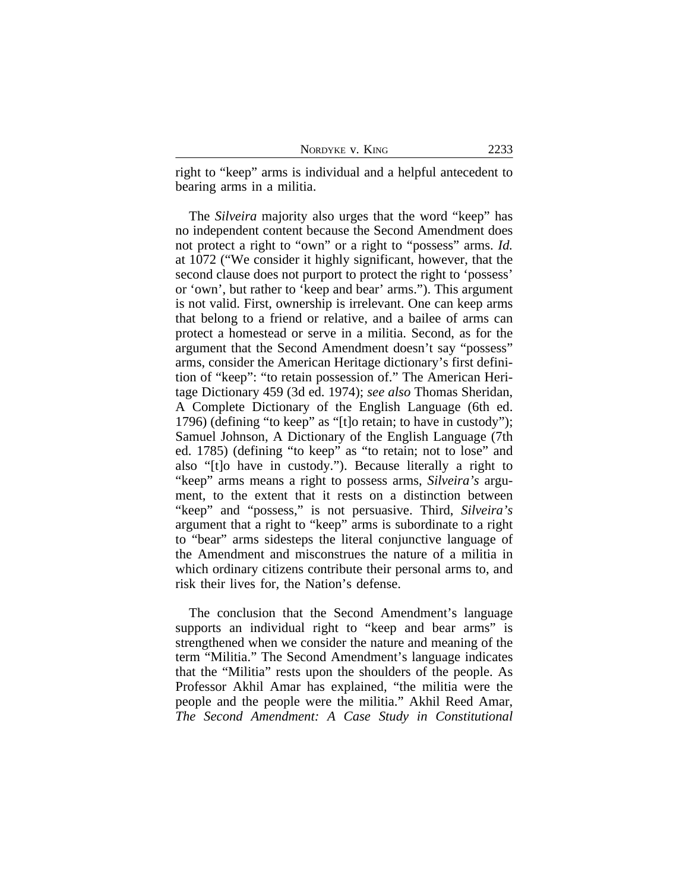right to "keep" arms is individual and a helpful antecedent to bearing arms in a militia.

The *Silveira* majority also urges that the word "keep" has no independent content because the Second Amendment does not protect a right to "own" or a right to "possess" arms. *Id.* at 1072 ("We consider it highly significant, however, that the second clause does not purport to protect the right to 'possess' or 'own', but rather to 'keep and bear' arms."). This argument is not valid. First, ownership is irrelevant. One can keep arms that belong to a friend or relative, and a bailee of arms can protect a homestead or serve in a militia. Second, as for the argument that the Second Amendment doesn't say "possess" arms, consider the American Heritage dictionary's first definition of "keep": "to retain possession of." The American Heritage Dictionary 459 (3d ed. 1974); *see also* Thomas Sheridan, A Complete Dictionary of the English Language (6th ed. 1796) (defining "to keep" as "[t]o retain; to have in custody"); Samuel Johnson, A Dictionary of the English Language (7th ed. 1785) (defining "to keep" as "to retain; not to lose" and also "[t]o have in custody."). Because literally a right to "keep" arms means a right to possess arms, *Silveira's* argument, to the extent that it rests on a distinction between "keep" and "possess," is not persuasive. Third, *Silveira's* argument that a right to "keep" arms is subordinate to a right to "bear" arms sidesteps the literal conjunctive language of the Amendment and misconstrues the nature of a militia in which ordinary citizens contribute their personal arms to, and risk their lives for, the Nation's defense.

The conclusion that the Second Amendment's language supports an individual right to "keep and bear arms" is strengthened when we consider the nature and meaning of the term "Militia." The Second Amendment's language indicates that the "Militia" rests upon the shoulders of the people. As Professor Akhil Amar has explained, "the militia were the people and the people were the militia." Akhil Reed Amar, *The Second Amendment: A Case Study in Constitutional*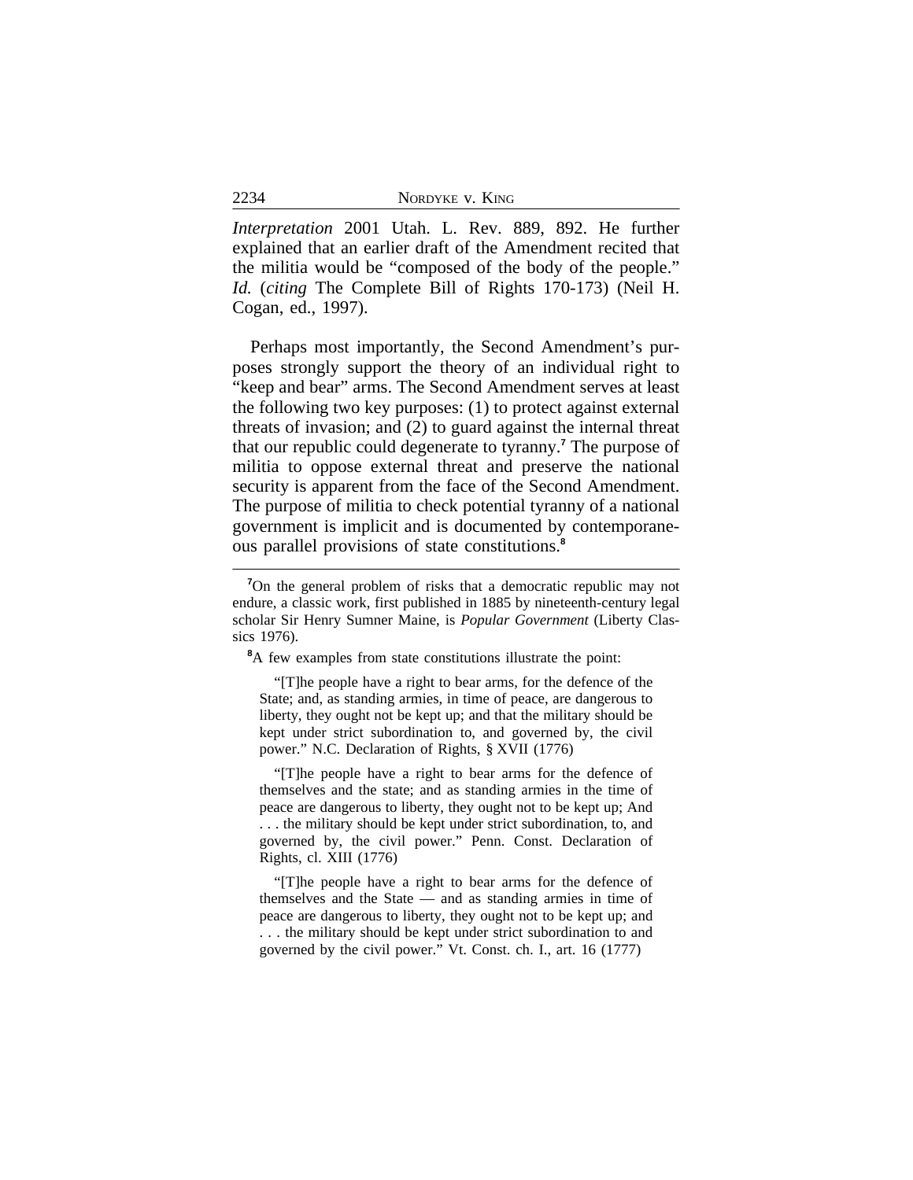*Interpretation* 2001 Utah. L. Rev. 889, 892. He further explained that an earlier draft of the Amendment recited that the militia would be "composed of the body of the people." *Id.* (*citing* The Complete Bill of Rights 170-173) (Neil H. Cogan, ed., 1997).

Perhaps most importantly, the Second Amendment's purposes strongly support the theory of an individual right to "keep and bear" arms. The Second Amendment serves at least the following two key purposes: (1) to protect against external threats of invasion; and (2) to guard against the internal threat that our republic could degenerate to tyranny.[7] The purpose of militia to oppose external threat and preserve the national security is apparent from the face of the Second Amendment. The purpose of militia to check potential tyranny of a national government is implicit and is documented by contemporaneous parallel provisions of state constitutions.[8]

---

[7]On the general problem of risks that a democratic republic may not endure, a classic work, first published in 1885 by nineteenth-century legal scholar Sir Henry Sumner Maine, is *Popular Government* (Liberty Classics 1976).

[8]A few examples from state constitutions illustrate the point:

> "[T]he people have a right to bear arms, for the defence of the State; and, as standing armies, in time of peace, are dangerous to liberty, they ought not be kept up; and that the military should be kept under strict subordination to, and governed by, the civil power." N.C. Declaration of Rights, § XVII (1776)

> "[T]he people have a right to bear arms for the defence of themselves and the state; and as standing armies in the time of peace are dangerous to liberty, they ought not to be kept up; And . . . the military should be kept under strict subordination, to, and governed by, the civil power." Penn. Const. Declaration of Rights, cl. XIII (1776)

> "[T]he people have a right to bear arms for the defence of themselves and the State — and as standing armies in time of peace are dangerous to liberty, they ought not to be kept up; and . . . the military should be kept under strict subordination to and governed by the civil power." Vt. Const. ch. I., art. 16 (1777)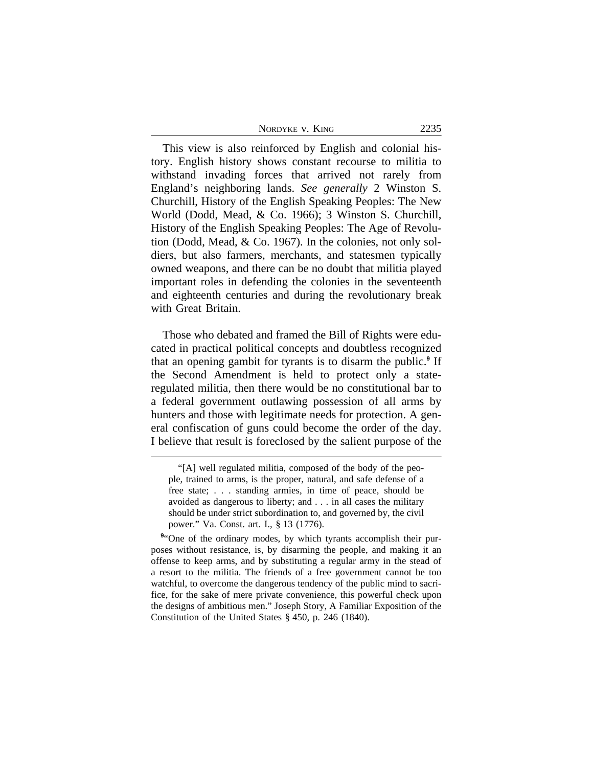This view is also reinforced by English and colonial history. English history shows constant recourse to militia to withstand invading forces that arrived not rarely from England's neighboring lands. *See generally* 2 Winston S. Churchill, History of the English Speaking Peoples: The New World (Dodd, Mead, & Co. 1966); 3 Winston S. Churchill, History of the English Speaking Peoples: The Age of Revolution (Dodd, Mead, & Co. 1967). In the colonies, not only soldiers, but also farmers, merchants, and statesmen typically owned weapons, and there can be no doubt that militia played important roles in defending the colonies in the seventeenth and eighteenth centuries and during the revolutionary break with Great Britain.

Those who debated and framed the Bill of Rights were educated in practical political concepts and doubtless recognized that an opening gambit for tyrants is to disarm the public.[9] If the Second Amendment is held to protect only a state-regulated militia, then there would be no constitutional bar to a federal government outlawing possession of all arms by hunters and those with legitimate needs for protection. A general confiscation of guns could become the order of the day. I believe that result is foreclosed by the salient purpose of the

---

"[A] well regulated militia, composed of the body of the people, trained to arms, is the proper, natural, and safe defense of a free state; . . . standing armies, in time of peace, should be avoided as dangerous to liberty; and . . . in all cases the military should be under strict subordination to, and governed by, the civil power." Va. Const. art. I., § 13 (1776).

[9]"One of the ordinary modes, by which tyrants accomplish their purposes without resistance, is, by disarming the people, and making it an offense to keep arms, and by substituting a regular army in the stead of a resort to the militia. The friends of a free government cannot be too watchful, to overcome the dangerous tendency of the public mind to sacrifice, for the sake of mere private convenience, this powerful check upon the designs of ambitious men." Joseph Story, A Familiar Exposition of the Constitution of the United States § 450, p. 246 (1840).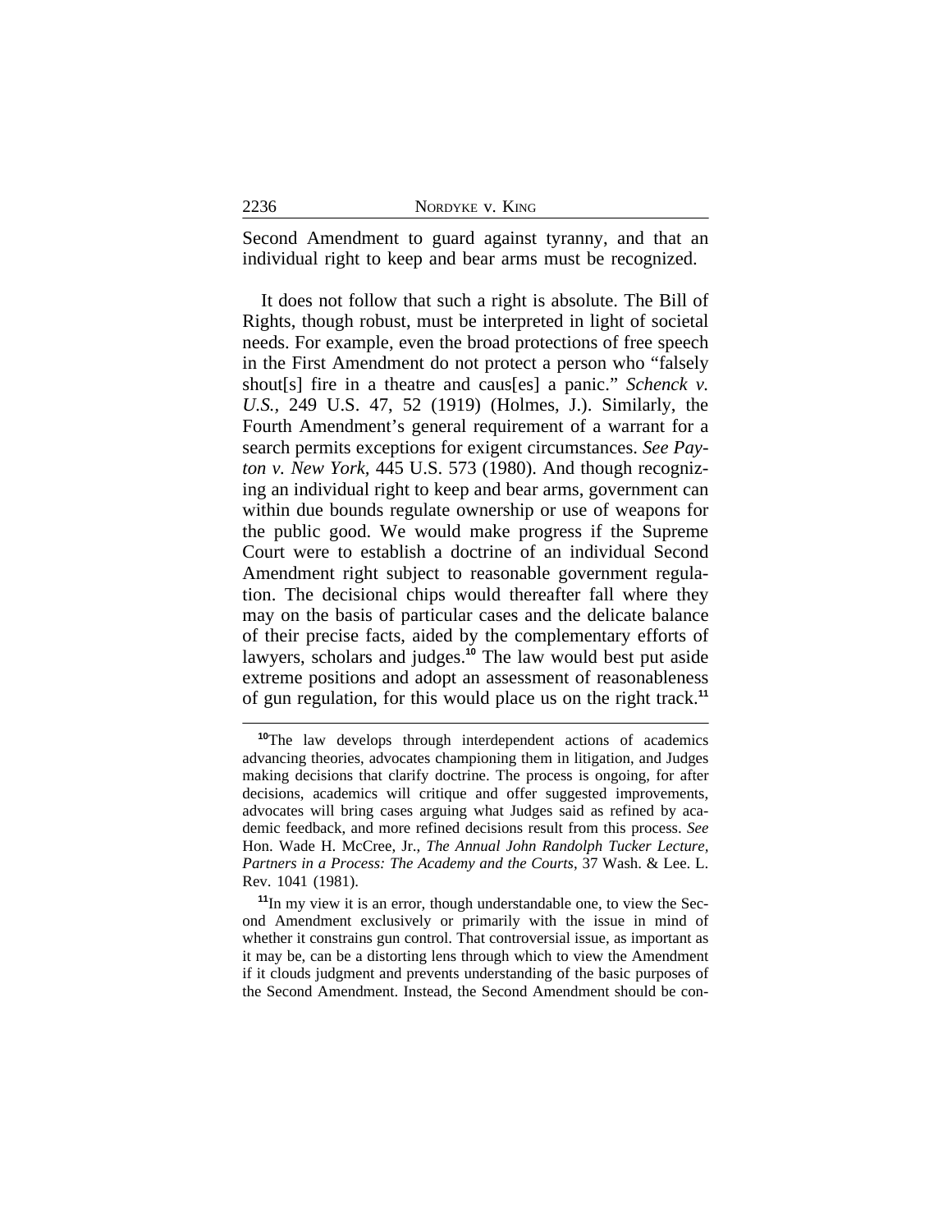Second Amendment to guard against tyranny, and that an individual right to keep and bear arms must be recognized.

It does not follow that such a right is absolute. The Bill of Rights, though robust, must be interpreted in light of societal needs. For example, even the broad protections of free speech in the First Amendment do not protect a person who "falsely shout[s] fire in a theatre and caus[es] a panic." *Schenck v. U.S.*, 249 U.S. 47, 52 (1919) (Holmes, J.). Similarly, the Fourth Amendment's general requirement of a warrant for a search permits exceptions for exigent circumstances. *See Payton v. New York*, 445 U.S. 573 (1980). And though recognizing an individual right to keep and bear arms, government can within due bounds regulate ownership or use of weapons for the public good. We would make progress if the Supreme Court were to establish a doctrine of an individual Second Amendment right subject to reasonable government regulation. The decisional chips would thereafter fall where they may on the basis of particular cases and the delicate balance of their precise facts, aided by the complementary efforts of lawyers, scholars and judges.[10] The law would best put aside extreme positions and adopt an assessment of reasonableness of gun regulation, for this would place us on the right track.[11]

---

[10]The law develops through interdependent actions of academics advancing theories, advocates championing them in litigation, and Judges making decisions that clarify doctrine. The process is ongoing, for after decisions, academics will critique and offer suggested improvements, advocates will bring cases arguing what Judges said as refined by academic feedback, and more refined decisions result from this process. *See* Hon. Wade H. McCree, Jr., *The Annual John Randolph Tucker Lecture, Partners in a Process: The Academy and the Courts*, 37 Wash. & Lee. L. Rev. 1041 (1981).

[11]In my view it is an error, though understandable one, to view the Second Amendment exclusively or primarily with the issue in mind of whether it constrains gun control. That controversial issue, as important as it may be, can be a distorting lens through which to view the Amendment if it clouds judgment and prevents understanding of the basic purposes of the Second Amendment. Instead, the Second Amendment should be con-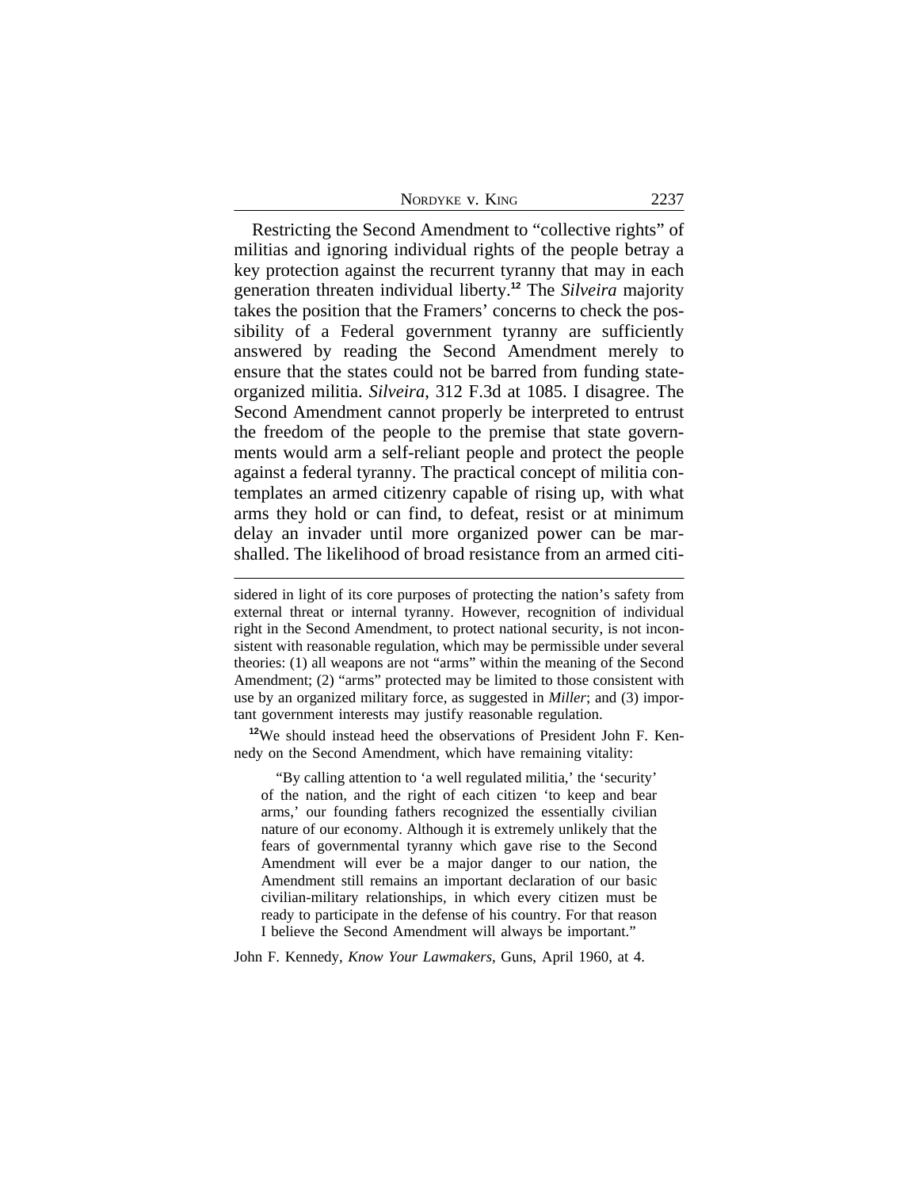Restricting the Second Amendment to "collective rights" of militias and ignoring individual rights of the people betray a key protection against the recurrent tyranny that may in each generation threaten individual liberty.[12] The *Silveira* majority takes the position that the Framers' concerns to check the possibility of a Federal government tyranny are sufficiently answered by reading the Second Amendment merely to ensure that the states could not be barred from funding state-organized militia. *Silveira*, 312 F.3d at 1085. I disagree. The Second Amendment cannot properly be interpreted to entrust the freedom of the people to the premise that state governments would arm a self-reliant people and protect the people against a federal tyranny. The practical concept of militia contemplates an armed citizenry capable of rising up, with what arms they hold or can find, to defeat, resist or at minimum delay an invader until more organized power can be marshalled. The likelihood of broad resistance from an armed citi-

---

sidered in light of its core purposes of protecting the nation's safety from external threat or internal tyranny. However, recognition of individual right in the Second Amendment, to protect national security, is not inconsistent with reasonable regulation, which may be permissible under several theories: (1) all weapons are not "arms" within the meaning of the Second Amendment; (2) "arms" protected may be limited to those consistent with use by an organized military force, as suggested in *Miller*; and (3) important government interests may justify reasonable regulation.

[12]We should instead heed the observations of President John F. Kennedy on the Second Amendment, which have remaining vitality:

> "By calling attention to 'a well regulated militia,' the 'security' of the nation, and the right of each citizen 'to keep and bear arms,' our founding fathers recognized the essentially civilian nature of our economy. Although it is extremely unlikely that the fears of governmental tyranny which gave rise to the Second Amendment will ever be a major danger to our nation, the Amendment still remains an important declaration of our basic civilian-military relationships, in which every citizen must be ready to participate in the defense of his country. For that reason I believe the Second Amendment will always be important."

John F. Kennedy, *Know Your Lawmakers*, Guns, April 1960, at 4.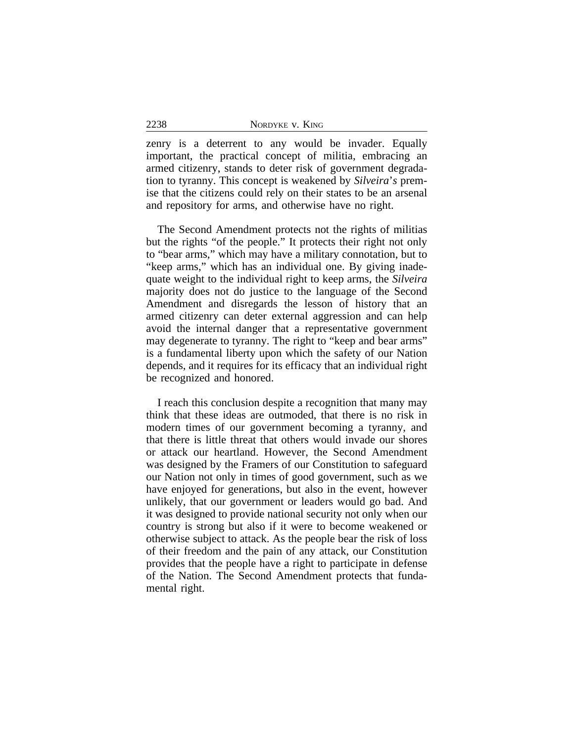zenry is a deterrent to any would be invader. Equally important, the practical concept of militia, embracing an armed citizenry, stands to deter risk of government degradation to tyranny. This concept is weakened by *Silveira*'*s* premise that the citizens could rely on their states to be an arsenal and repository for arms, and otherwise have no right.

The Second Amendment protects not the rights of militias but the rights "of the people." It protects their right not only to "bear arms," which may have a military connotation, but to "keep arms," which has an individual one. By giving inadequate weight to the individual right to keep arms, the *Silveira* majority does not do justice to the language of the Second Amendment and disregards the lesson of history that an armed citizenry can deter external aggression and can help avoid the internal danger that a representative government may degenerate to tyranny. The right to "keep and bear arms" is a fundamental liberty upon which the safety of our Nation depends, and it requires for its efficacy that an individual right be recognized and honored.

I reach this conclusion despite a recognition that many may think that these ideas are outmoded, that there is no risk in modern times of our government becoming a tyranny, and that there is little threat that others would invade our shores or attack our heartland. However, the Second Amendment was designed by the Framers of our Constitution to safeguard our Nation not only in times of good government, such as we have enjoyed for generations, but also in the event, however unlikely, that our government or leaders would go bad. And it was designed to provide national security not only when our country is strong but also if it were to become weakened or otherwise subject to attack. As the people bear the risk of loss of their freedom and the pain of any attack, our Constitution provides that the people have a right to participate in defense of the Nation. The Second Amendment protects that fundamental right.